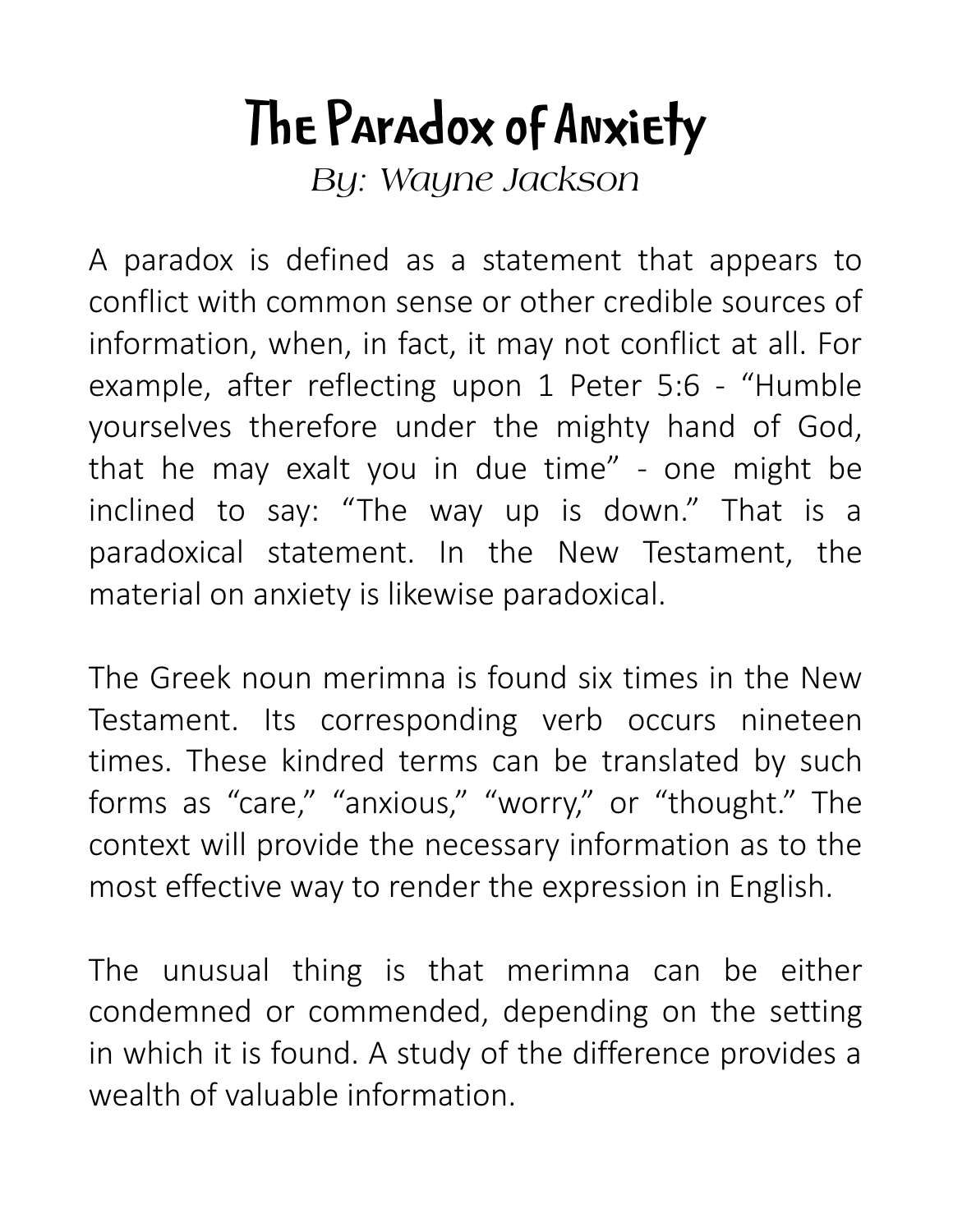# The Paradox of Anxiety

*By: Wayne Jackson*

A paradox is defined as a statement that appears to conflict with common sense or other credible sources of information, when, in fact, it may not conflict at all. For example, after reflecting upon 1 Peter 5:6 - “Humble yourselves therefore under the mighty hand of God, that he may exalt you in due time” - one might be inclined to say: “The way up is down.” That is a paradoxical statement. In the New Testament, the material on anxiety is likewise paradoxical.

The Greek noun merimna is found six times in the New Testament. Its corresponding verb occurs nineteen times. These kindred terms can be translated by such forms as “care,” “anxious,” “worry,” or “thought.” The context will provide the necessary information as to the most effective way to render the expression in English.

The unusual thing is that merimna can be either condemned or commended, depending on the setting in which it is found. A study of the difference provides a wealth of valuable information.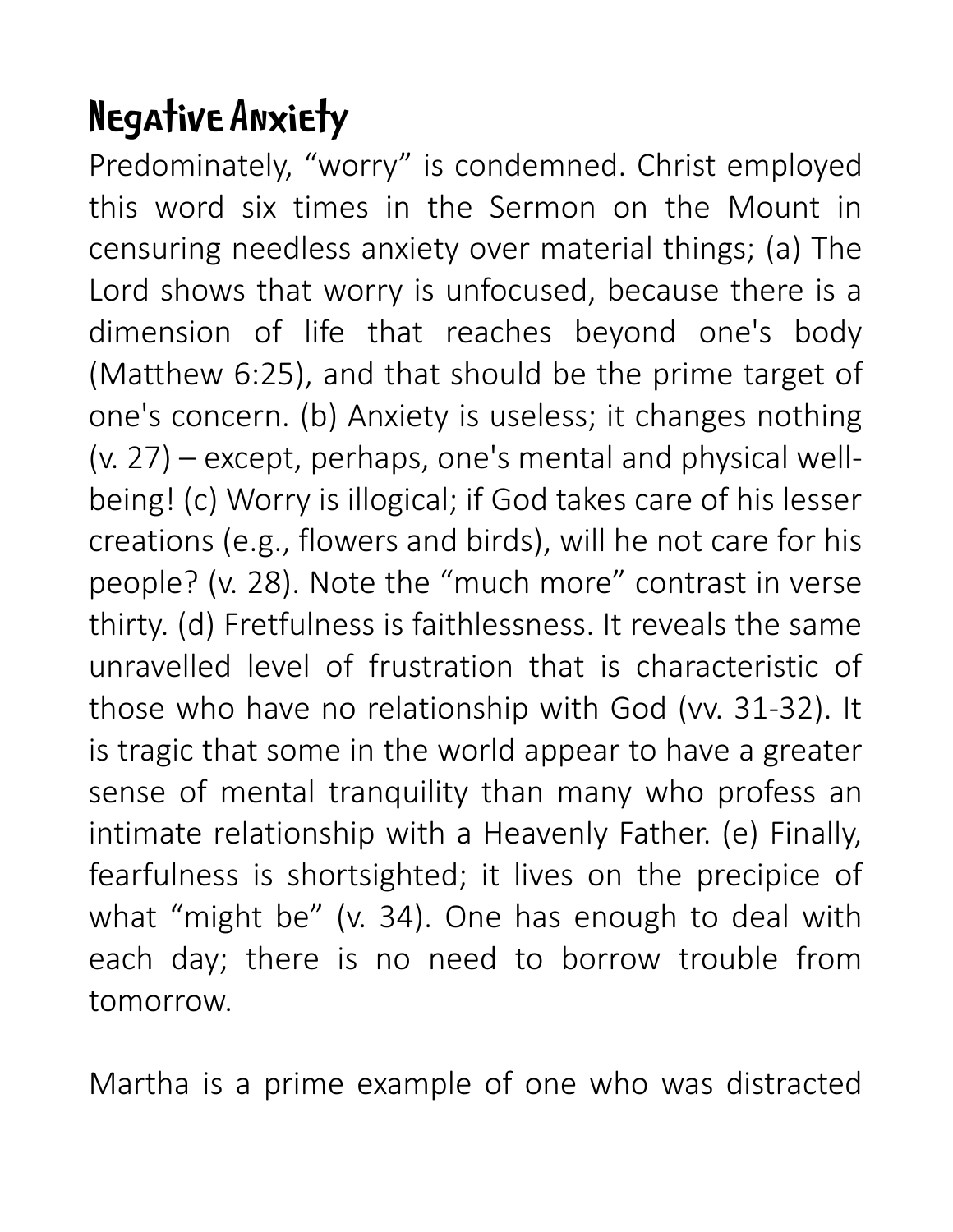## Negative Anxiety

Predominately, “worry” is condemned. Christ employed this word six times in the Sermon on the Mount in censuring needless anxiety over material things; (a) The Lord shows that worry is unfocused, because there is a dimension of life that reaches beyond one's body (Matthew 6:25), and that should be the prime target of one's concern. (b) Anxiety is useless; it changes nothing (v. 27) – except, perhaps, one's mental and physical well-being! (c) Worry is illogical; if God takes care of his lesser creations (e.g., flowers and birds), will he not care for his people? (v. 28). Note the “much more” contrast in verse thirty. (d) Fretfulness is faithlessness. It reveals the same unravelled level of frustration that is characteristic of those who have no relationship with God (vv. 31-32). It is tragic that some in the world appear to have a greater sense of mental tranquility than many who profess an intimate relationship with a Heavenly Father. (e) Finally, fearfulness is shortsighted; it lives on the precipice of what “might be” (v. 34). One has enough to deal with each day; there is no need to borrow trouble from tomorrow.

Martha is a prime example of one who was distracted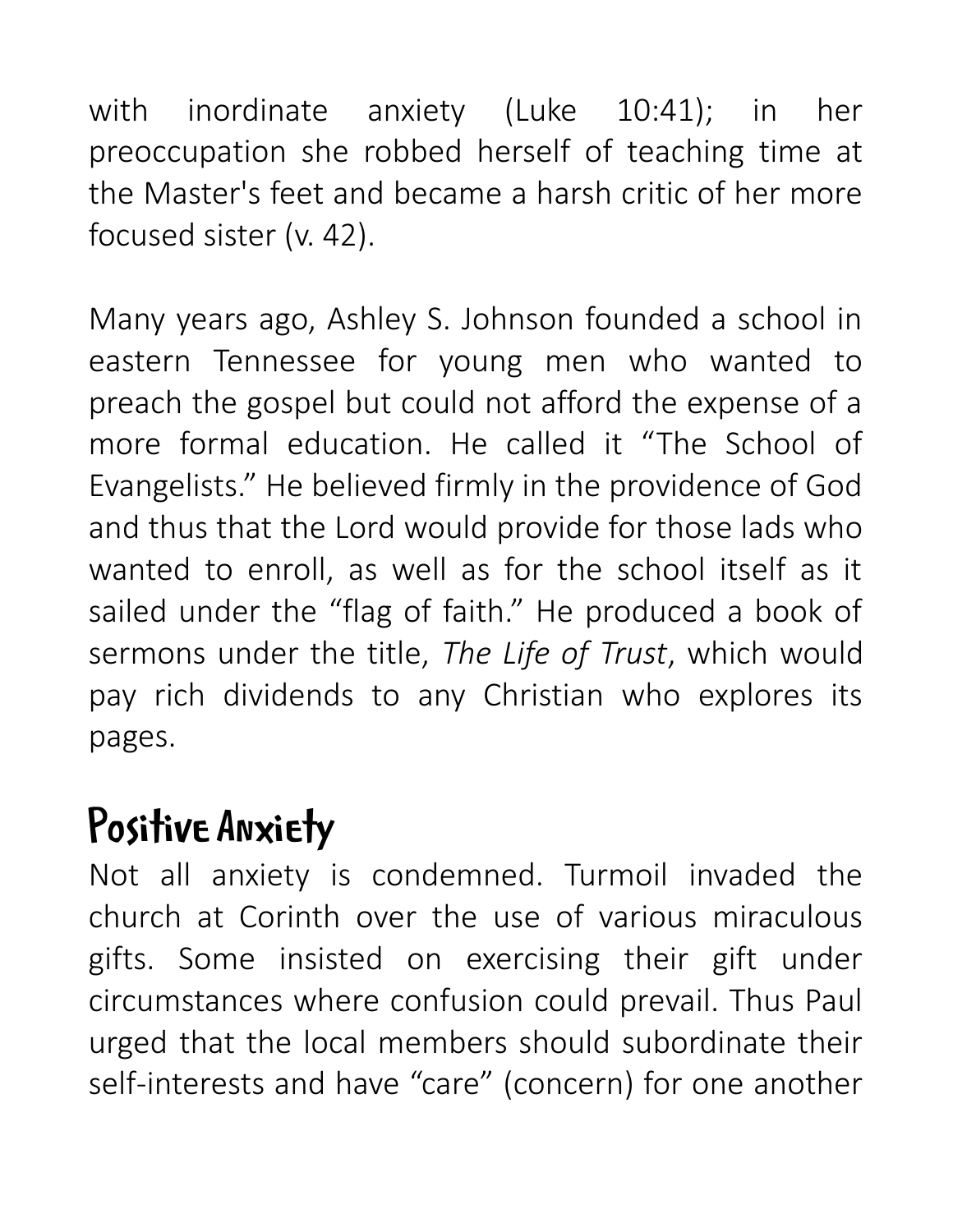with inordinate anxiety (Luke 10:41); in her preoccupation she robbed herself of teaching time at the Master's feet and became a harsh critic of her more focused sister (v. 42).

Many years ago, Ashley S. Johnson founded a school in eastern Tennessee for young men who wanted to preach the gospel but could not afford the expense of a more formal education. He called it "The School of Evangelists." He believed firmly in the providence of God and thus that the Lord would provide for those lads who wanted to enroll, as well as for the school itself as it sailed under the "flag of faith." He produced a book of sermons under the title, *The Life of Trust*, which would pay rich dividends to any Christian who explores its pages.

## Positive Anxiety

Not all anxiety is condemned. Turmoil invaded the church at Corinth over the use of various miraculous gifts. Some insisted on exercising their gift under circumstances where confusion could prevail. Thus Paul urged that the local members should subordinate their self-interests and have "care" (concern) for one another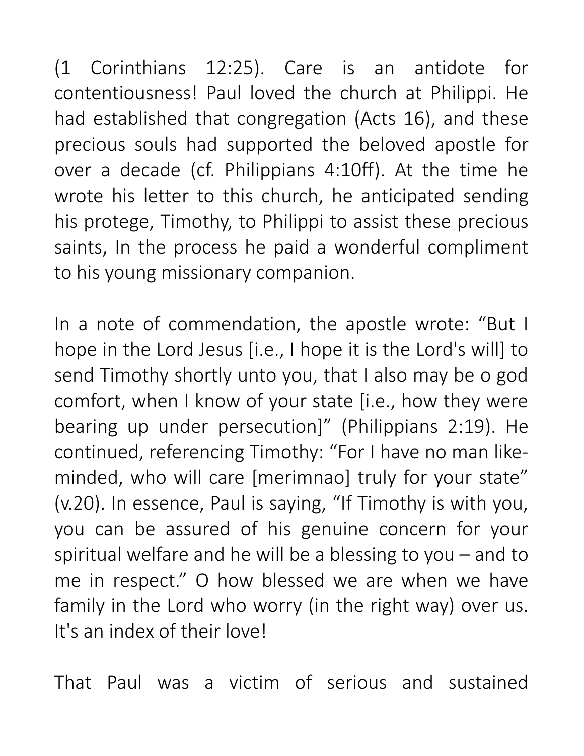(1 Corinthians 12:25). Care is an antidote for contentiousness! Paul loved the church at Philippi. He had established that congregation (Acts 16), and these precious souls had supported the beloved apostle for over a decade (cf. Philippians 4:10ff). At the time he wrote his letter to this church, he anticipated sending his protege, Timothy, to Philippi to assist these precious saints, In the process he paid a wonderful compliment to his young missionary companion.

In a note of commendation, the apostle wrote: "But I hope in the Lord Jesus [i.e., I hope it is the Lord's will] to send Timothy shortly unto you, that I also may be o god comfort, when I know of your state [i.e., how they were bearing up under persecution]" (Philippians 2:19). He continued, referencing Timothy: "For I have no man like-minded, who will care [merimnao] truly for your state" (v.20). In essence, Paul is saying, "If Timothy is with you, you can be assured of his genuine concern for your spiritual welfare and he will be a blessing to you – and to me in respect." O how blessed we are when we have family in the Lord who worry (in the right way) over us. It's an index of their love!

That Paul was a victim of serious and sustained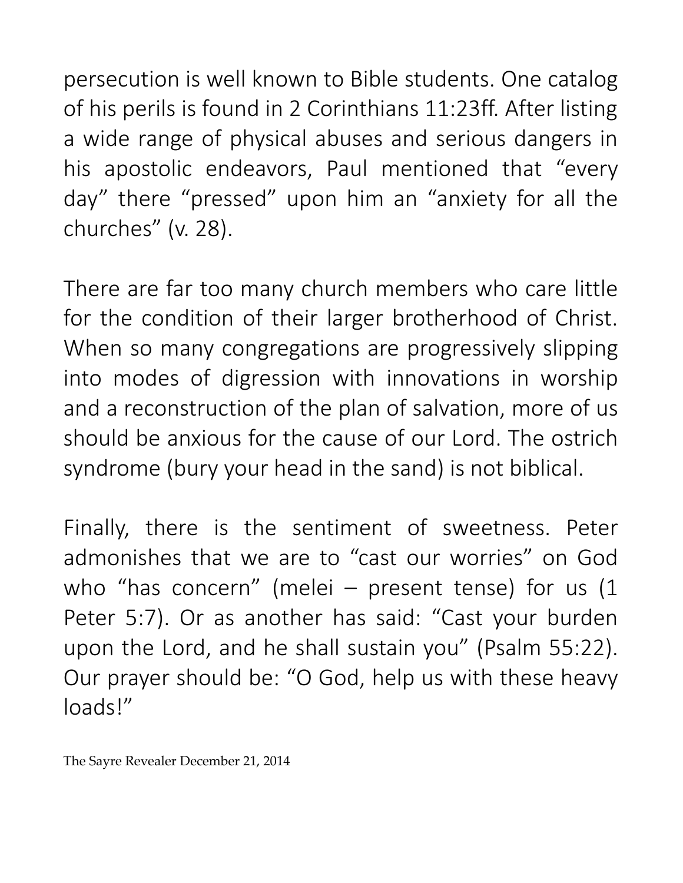persecution is well known to Bible students. One catalog of his perils is found in 2 Corinthians 11:23ff. After listing a wide range of physical abuses and serious dangers in his apostolic endeavors, Paul mentioned that “every day” there “pressed” upon him an “anxiety for all the churches” (v. 28).

There are far too many church members who care little for the condition of their larger brotherhood of Christ. When so many congregations are progressively slipping into modes of digression with innovations in worship and a reconstruction of the plan of salvation, more of us should be anxious for the cause of our Lord. The ostrich syndrome (bury your head in the sand) is not biblical.

Finally, there is the sentiment of sweetness. Peter admonishes that we are to “cast our worries” on God who “has concern” (melei – present tense) for us (1 Peter 5:7). Or as another has said: “Cast your burden upon the Lord, and he shall sustain you” (Psalm 55:22). Our prayer should be: “O God, help us with these heavy loads!”

The Sayre Revealer December 21, 2014